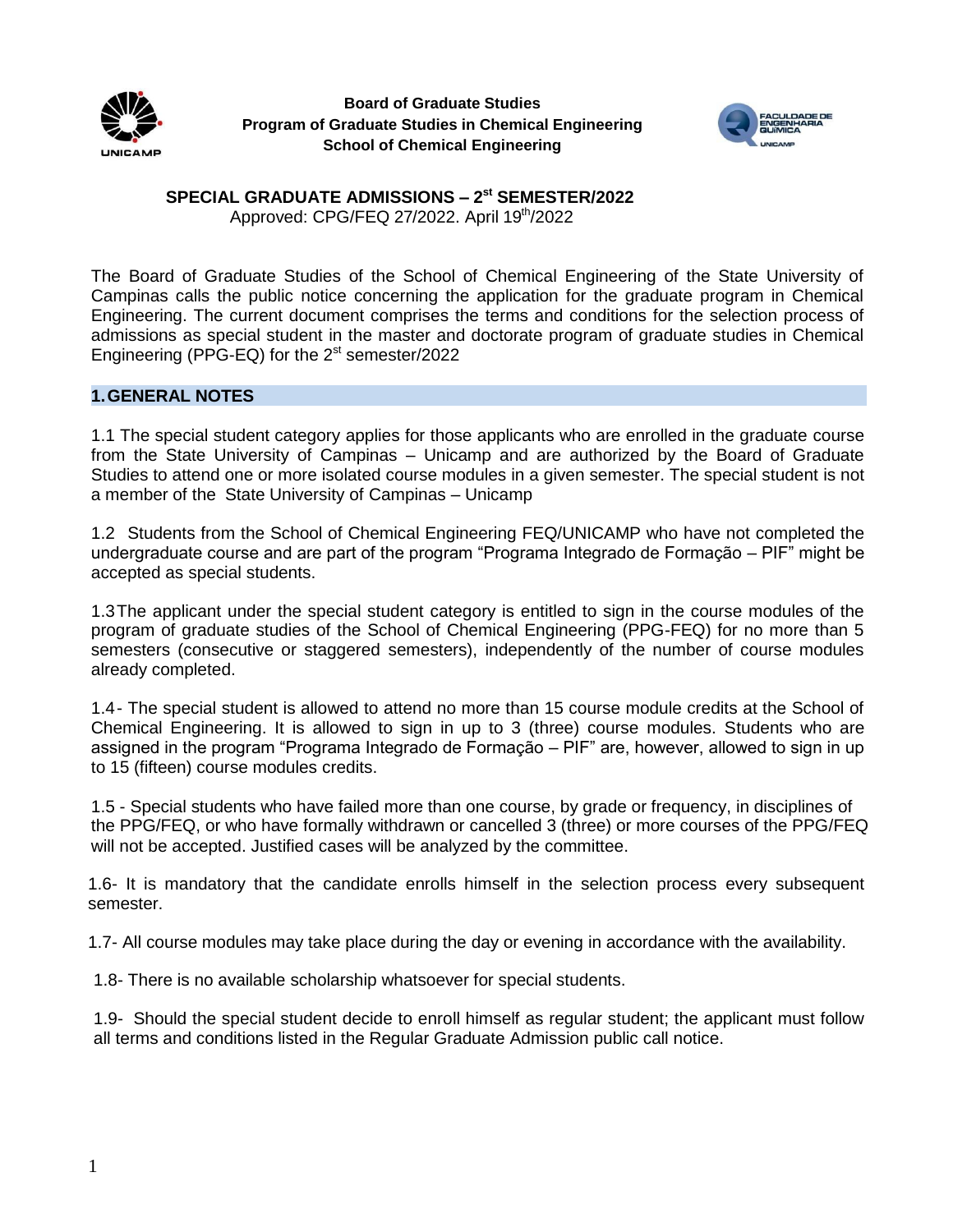**Board of Graduate Studies**
**Program of Graduate Studies in Chemical Engineering**
**School of Chemical Engineering**

# SPECIAL GRADUATE ADMISSIONS – 2st SEMESTER/2022

Approved: CPG/FEQ 27/2022. April 19th/2022

The Board of Graduate Studies of the School of Chemical Engineering of the State University of Campinas calls the public notice concerning the application for the graduate program in Chemical Engineering. The current document comprises the terms and conditions for the selection process of admissions as special student in the master and doctorate program of graduate studies in Chemical Engineering (PPG-EQ) for the 2st semester/2022

## 1. GENERAL NOTES

1.1 The special student category applies for those applicants who are enrolled in the graduate course from the State University of Campinas – Unicamp and are authorized by the Board of Graduate Studies to attend one or more isolated course modules in a given semester. The special student is not a member of the State University of Campinas – Unicamp

1.2 Students from the School of Chemical Engineering FEQ/UNICAMP who have not completed the undergraduate course and are part of the program "Programa Integrado de Formação – PIF" might be accepted as special students.

1.3 The applicant under the special student category is entitled to sign in the course modules of the program of graduate studies of the School of Chemical Engineering (PPG-FEQ) for no more than 5 semesters (consecutive or staggered semesters), independently of the number of course modules already completed.

1.4- The special student is allowed to attend no more than 15 course module credits at the School of Chemical Engineering. It is allowed to sign in up to 3 (three) course modules. Students who are assigned in the program "Programa Integrado de Formação – PIF" are, however, allowed to sign in up to 15 (fifteen) course modules credits.

1.5 - Special students who have failed more than one course, by grade or frequency, in disciplines of the PPG/FEQ, or who have formally withdrawn or cancelled 3 (three) or more courses of the PPG/FEQ will not be accepted. Justified cases will be analyzed by the committee.

1.6- It is mandatory that the candidate enrolls himself in the selection process every subsequent semester.

1.7- All course modules may take place during the day or evening in accordance with the availability.

1.8- There is no available scholarship whatsoever for special students.

1.9- Should the special student decide to enroll himself as regular student; the applicant must follow all terms and conditions listed in the Regular Graduate Admission public call notice.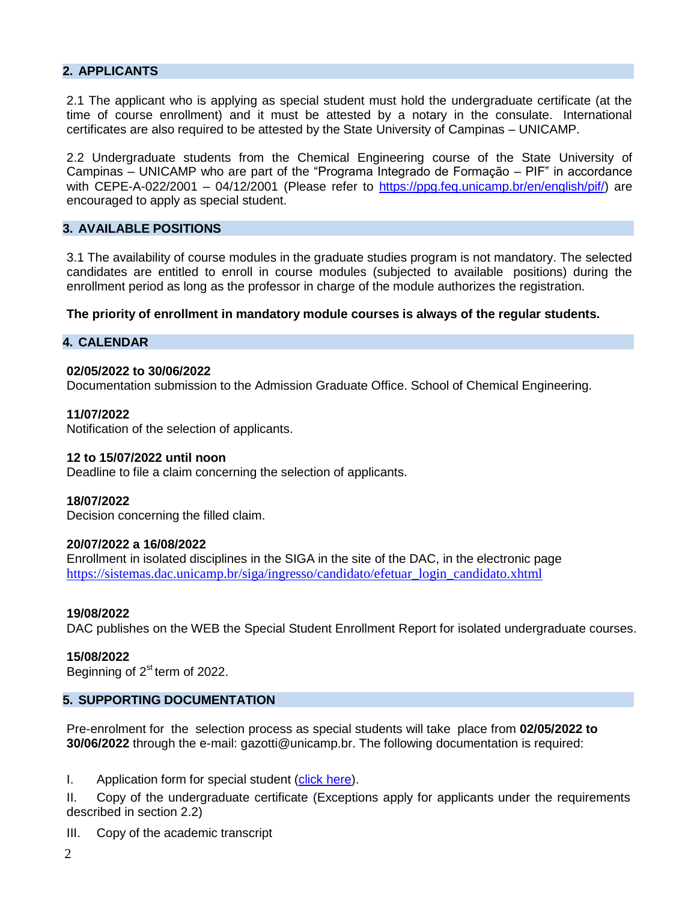## 2. APPLICANTS

2.1 The applicant who is applying as special student must hold the undergraduate certificate (at the time of course enrollment) and it must be attested by a notary in the consulate. International certificates are also required to be attested by the State University of Campinas – UNICAMP.

2.2 Undergraduate students from the Chemical Engineering course of the State University of Campinas – UNICAMP who are part of the "Programa Integrado de Formação – PIF" in accordance with CEPE-A-022/2001 – 04/12/2001 (Please refer to [https://ppg.feq.unicamp.br/en/english/pif/](https://ppg.feq.unicamp.br/en/english/pif/)) are encouraged to apply as special student.

## 3. AVAILABLE POSITIONS

3.1 The availability of course modules in the graduate studies program is not mandatory. The selected candidates are entitled to enroll in course modules (subjected to available positions) during the enrollment period as long as the professor in charge of the module authorizes the registration.

**The priority of enrollment in mandatory module courses is always of the regular students.**

## 4. CALENDAR

**02/05/2022 to 30/06/2022**
Documentation submission to the Admission Graduate Office. School of Chemical Engineering.

**11/07/2022**
Notification of the selection of applicants.

**12 to 15/07/2022 until noon**
Deadline to file a claim concerning the selection of applicants.

**18/07/2022**
Decision concerning the filled claim.

**20/07/2022 a 16/08/2022**
Enrollment in isolated disciplines in the SIGA in the site of the DAC, in the electronic page [https://sistemas.dac.unicamp.br/siga/ingresso/candidato/efetuar_login_candidato.xhtml](https://sistemas.dac.unicamp.br/siga/ingresso/candidato/efetuar_login_candidato.xhtml)

**19/08/2022**
DAC publishes on the WEB the Special Student Enrollment Report for isolated undergraduate courses.

**15/08/2022**
Beginning of 2st term of 2022.

## 5. SUPPORTING DOCUMENTATION

Pre-enrolment for the selection process as special students will take place from **02/05/2022 to 30/06/2022** through the e-mail: gazotti@unicamp.br. The following documentation is required:

I. Application form for special student (click here).

II. Copy of the undergraduate certificate (Exceptions apply for applicants under the requirements described in section 2.2)

III. Copy of the academic transcript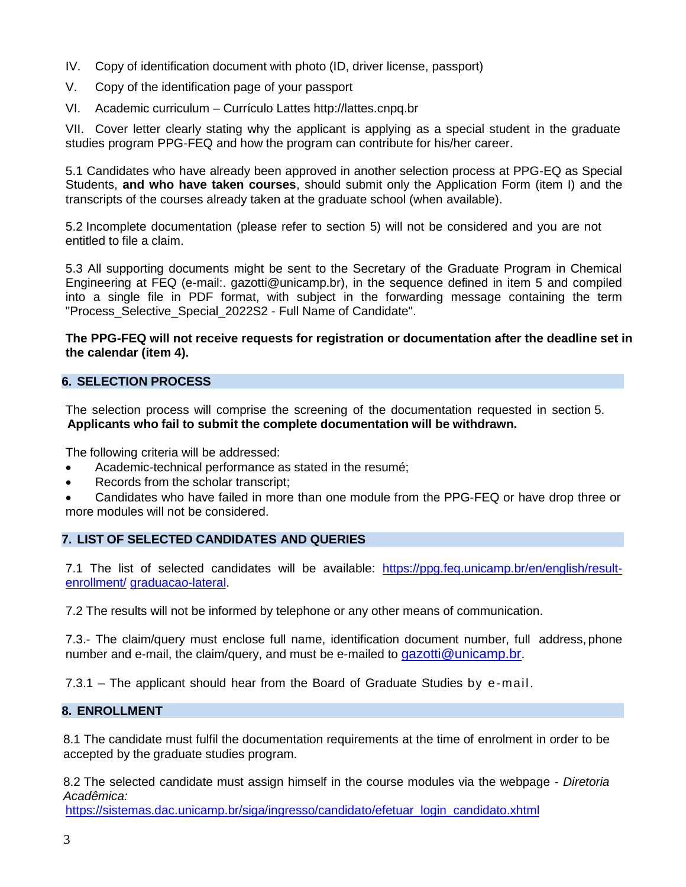IV. Copy of identification document with photo (ID, driver license, passport)

V. Copy of the identification page of your passport

VI. Academic curriculum – Currículo Lattes http://lattes.cnpq.br

VII. Cover letter clearly stating why the applicant is applying as a special student in the graduate studies program PPG-FEQ and how the program can contribute for his/her career.

5.1 Candidates who have already been approved in another selection process at PPG-EQ as Special Students, **and who have taken courses**, should submit only the Application Form (item I) and the transcripts of the courses already taken at the graduate school (when available).

5.2 Incomplete documentation (please refer to section 5) will not be considered and you are not entitled to file a claim.

5.3 All supporting documents might be sent to the Secretary of the Graduate Program in Chemical Engineering at FEQ (e-mail:. gazotti@unicamp.br), in the sequence defined in item 5 and compiled into a single file in PDF format, with subject in the forwarding message containing the term "Process_Selective_Special_2022S2 - Full Name of Candidate".

**The PPG-FEQ will not receive requests for registration or documentation after the deadline set in the calendar (item 4).**

## 6. SELECTION PROCESS

The selection process will comprise the screening of the documentation requested in section 5. **Applicants who fail to submit the complete documentation will be withdrawn.**

The following criteria will be addressed:

- Academic-technical performance as stated in the resumé;
- Records from the scholar transcript;
- Candidates who have failed in more than one module from the PPG-FEQ or have drop three or more modules will not be considered.

## 7. LIST OF SELECTED CANDIDATES AND QUERIES

7.1 The list of selected candidates will be available: [https://ppg.feq.unicamp.br/en/english/result-enrollment/](https://ppg.feq.unicamp.br/en/english/result-enrollment/) graduacao-lateral.

7.2 The results will not be informed by telephone or any other means of communication.

7.3.- The claim/query must enclose full name, identification document number, full address, phone number and e-mail, the claim/query, and must be e-mailed to gazotti@unicamp.br.

7.3.1 – The applicant should hear from the Board of Graduate Studies by e-mail.

## 8. ENROLLMENT

8.1 The candidate must fulfil the documentation requirements at the time of enrolment in order to be accepted by the graduate studies program.

8.2 The selected candidate must assign himself in the course modules via the webpage - *Diretoria Acadêmica:*
[https://sistemas.dac.unicamp.br/siga/ingresso/candidato/efetuar_login_candidato.xhtml](https://sistemas.dac.unicamp.br/siga/ingresso/candidato/efetuar_login_candidato.xhtml)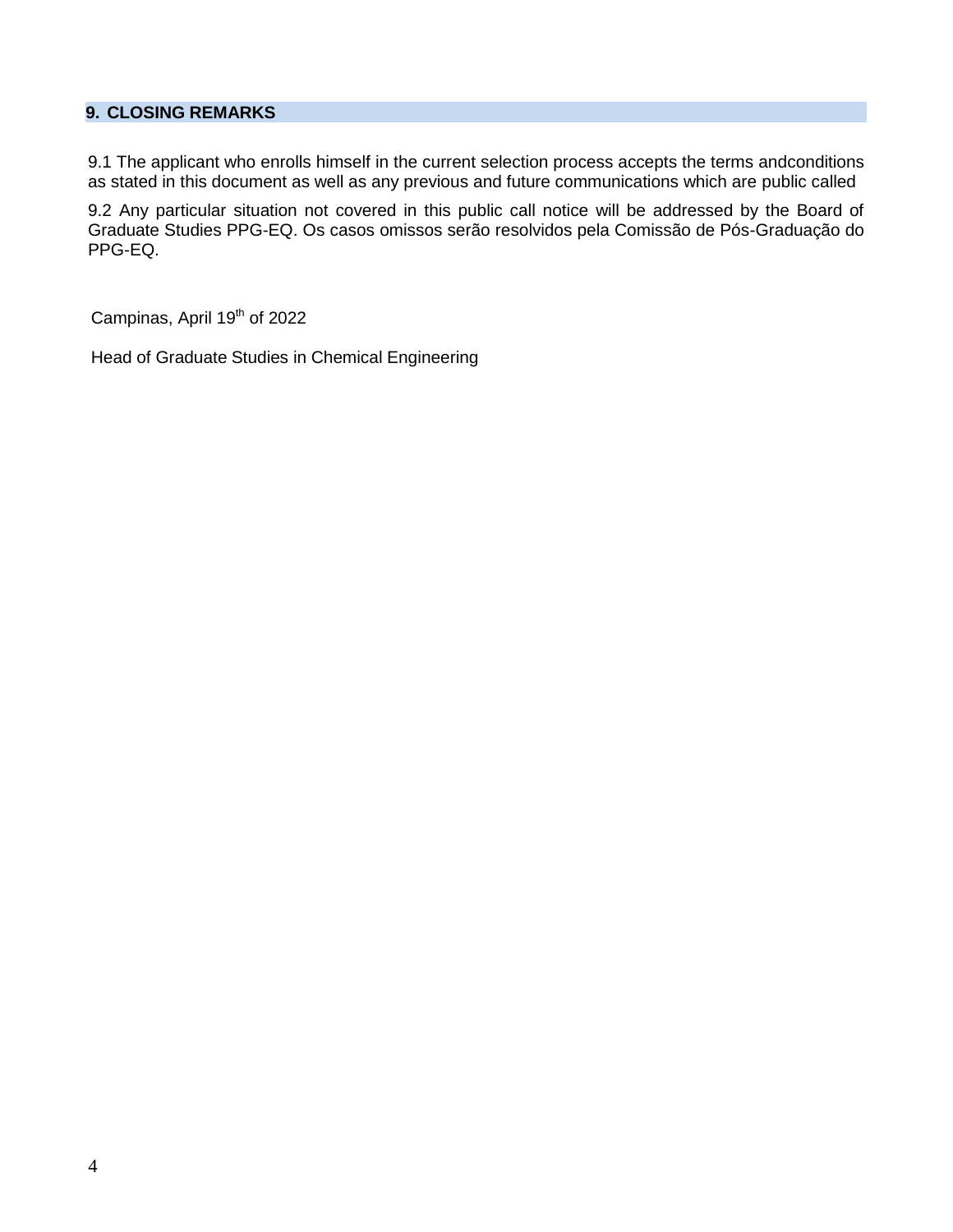## 9. CLOSING REMARKS

9.1 The applicant who enrolls himself in the current selection process accepts the terms andconditions as stated in this document as well as any previous and future communications which are public called

9.2 Any particular situation not covered in this public call notice will be addressed by the Board of Graduate Studies PPG-EQ. Os casos omissos serão resolvidos pela Comissão de Pós-Graduação do PPG-EQ.

Campinas, April 19th of 2022

Head of Graduate Studies in Chemical Engineering